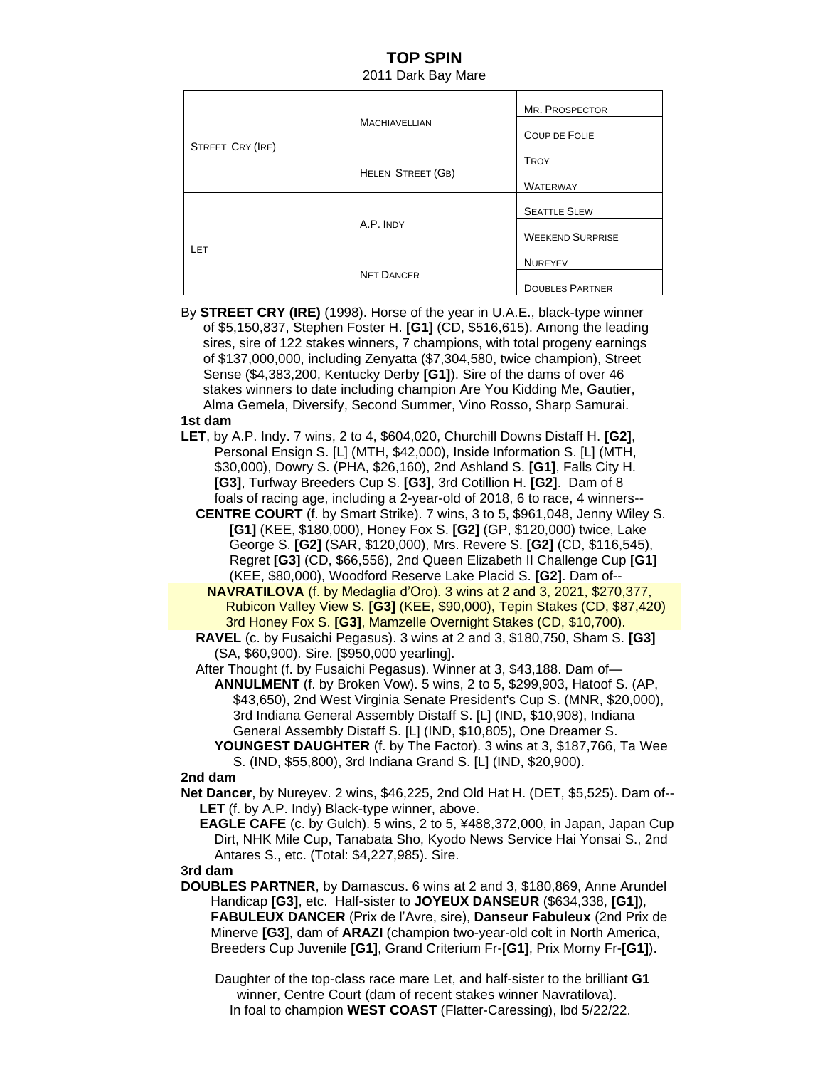# TOP SPIN

2011 Dark Bay Mare

| | | |
|---|---|---|
| STREET CRY (IRE) | MACHIAVELLIAN | MR. PROSPECTOR |
| | | COUP DE FOLIE |
| | HELEN STREET (GB) | TROY |
| | | WATERWAY |
| LET | A.P. INDY | SEATTLE SLEW |
| | | WEEKEND SURPRISE |
| | NET DANCER | NUREYEV |
| | | DOUBLES PARTNER |

By **STREET CRY (IRE)** (1998). Horse of the year in U.A.E., black-type winner of $5,150,837, Stephen Foster H. **[G1]** (CD, $516,615). Among the leading sires, sire of 122 stakes winners, 7 champions, with total progeny earnings of $137,000,000, including Zenyatta ($7,304,580, twice champion), Street Sense ($4,383,200, Kentucky Derby **[G1]**). Sire of the dams of over 46 stakes winners to date including champion Are You Kidding Me, Gautier, Alma Gemela, Diversify, Second Summer, Vino Rosso, Sharp Samurai.

**1st dam**

**LET**, by A.P. Indy. 7 wins, 2 to 4, $604,020, Churchill Downs Distaff H. **[G2]**, Personal Ensign S. [L] (MTH, $42,000), Inside Information S. [L] (MTH, $30,000), Dowry S. (PHA, $26,160), 2nd Ashland S. **[G1]**, Falls City H. **[G3]**, Turfway Breeders Cup S. **[G3]**, 3rd Cotillion H. **[G2]**. Dam of 8 foals of racing age, including a 2-year-old of 2018, 6 to race, 4 winners--

**CENTRE COURT** (f. by Smart Strike). 7 wins, 3 to 5, $961,048, Jenny Wiley S. **[G1]** (KEE, $180,000), Honey Fox S. **[G2]** (GP, $120,000) twice, Lake George S. **[G2]** (SAR, $120,000), Mrs. Revere S. **[G2]** (CD, $116,545), Regret **[G3]** (CD, $66,556), 2nd Queen Elizabeth II Challenge Cup **[G1]** (KEE, $80,000), Woodford Reserve Lake Placid S. **[G2]**. Dam of--

**NAVRATILOVA** (f. by Medaglia d'Oro). 3 wins at 2 and 3, 2021, $270,377, Rubicon Valley View S. **[G3]** (KEE, $90,000), Tepin Stakes (CD, $87,420) 3rd Honey Fox S. **[G3]**, Mamzelle Overnight Stakes (CD, $10,700).

**RAVEL** (c. by Fusaichi Pegasus). 3 wins at 2 and 3, $180,750, Sham S. **[G3]** (SA, $60,900). Sire. [$950,000 yearling].

After Thought (f. by Fusaichi Pegasus). Winner at 3, $43,188. Dam of—

**ANNULMENT** (f. by Broken Vow). 5 wins, 2 to 5, $299,903, Hatoof S. (AP, $43,650), 2nd West Virginia Senate President's Cup S. (MNR, $20,000), 3rd Indiana General Assembly Distaff S. [L] (IND, $10,908), Indiana General Assembly Distaff S. [L] (IND, $10,805), One Dreamer S.

**YOUNGEST DAUGHTER** (f. by The Factor). 3 wins at 3, $187,766, Ta Wee S. (IND, $55,800), 3rd Indiana Grand S. [L] (IND, $20,900).

**2nd dam**

**Net Dancer**, by Nureyev. 2 wins, $46,225, 2nd Old Hat H. (DET, $5,525). Dam of--

**LET** (f. by A.P. Indy) Black-type winner, above.

**EAGLE CAFE** (c. by Gulch). 5 wins, 2 to 5, ¥488,372,000, in Japan, Japan Cup Dirt, NHK Mile Cup, Tanabata Sho, Kyodo News Service Hai Yonsai S., 2nd Antares S., etc. (Total: $4,227,985). Sire.

**3rd dam**

**DOUBLES PARTNER**, by Damascus. 6 wins at 2 and 3, $180,869, Anne Arundel Handicap **[G3]**, etc. Half-sister to **JOYEUX DANSEUR** ($634,338, **[G1]**), **FABULEUX DANCER** (Prix de l'Avre, sire), **Danseur Fabuleux** (2nd Prix de Minerve **[G3]**, dam of **ARAZI** (champion two-year-old colt in North America, Breeders Cup Juvenile **[G1]**, Grand Criterium Fr-**[G1]**, Prix Morny Fr-**[G1]**).

Daughter of the top-class race mare Let, and half-sister to the brilliant **G1** winner, Centre Court (dam of recent stakes winner Navratilova).
In foal to champion **WEST COAST** (Flatter-Caressing), lbd 5/22/22.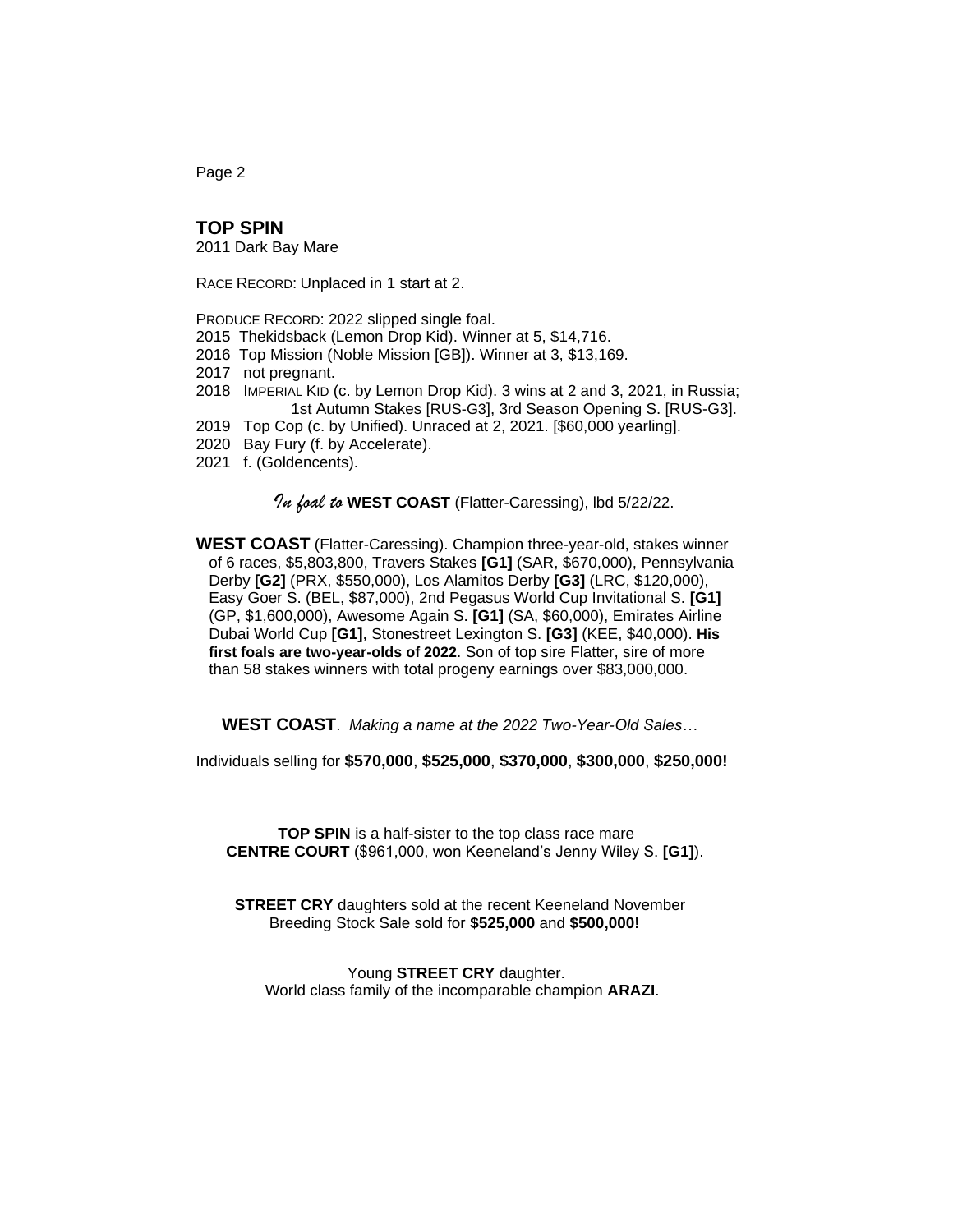## TOP SPIN

2011 Dark Bay Mare

RACE RECORD: Unplaced in 1 start at 2.

PRODUCE RECORD: 2022 slipped single foal.

2015 Thekidsback (Lemon Drop Kid). Winner at 5, $14,716.
2016 Top Mission (Noble Mission [GB]). Winner at 3, $13,169.
2017 not pregnant.
2018 IMPERIAL KID (c. by Lemon Drop Kid). 3 wins at 2 and 3, 2021, in Russia; 1st Autumn Stakes [RUS-G3], 3rd Season Opening S. [RUS-G3].
2019 Top Cop (c. by Unified). Unraced at 2, 2021. [$60,000 yearling].
2020 Bay Fury (f. by Accelerate).
2021 f. (Goldencents).

*In foal to* **WEST COAST** (Flatter-Caressing), lbd 5/22/22.

**WEST COAST** (Flatter-Caressing). Champion three-year-old, stakes winner of 6 races, $5,803,800, Travers Stakes **[G1]** (SAR, $670,000), Pennsylvania Derby **[G2]** (PRX, $550,000), Los Alamitos Derby **[G3]** (LRC, $120,000), Easy Goer S. (BEL, $87,000), 2nd Pegasus World Cup Invitational S. **[G1]** (GP, $1,600,000), Awesome Again S. **[G1]** (SA, $60,000), Emirates Airline Dubai World Cup **[G1]**, Stonestreet Lexington S. **[G3]** (KEE, $40,000). **His first foals are two-year-olds of 2022**. Son of top sire Flatter, sire of more than 58 stakes winners with total progeny earnings over $83,000,000.

**WEST COAST**. *Making a name at the 2022 Two-Year-Old Sales…*

Individuals selling for **$570,000**, **$525,000**, **$370,000**, **$300,000**, **$250,000!**

**TOP SPIN** is a half-sister to the top class race mare **CENTRE COURT** ($961,000, won Keeneland's Jenny Wiley S. **[G1]**).

**STREET CRY** daughters sold at the recent Keeneland November Breeding Stock Sale sold for **$525,000** and **$500,000!**

Young **STREET CRY** daughter.
World class family of the incomparable champion **ARAZI**.